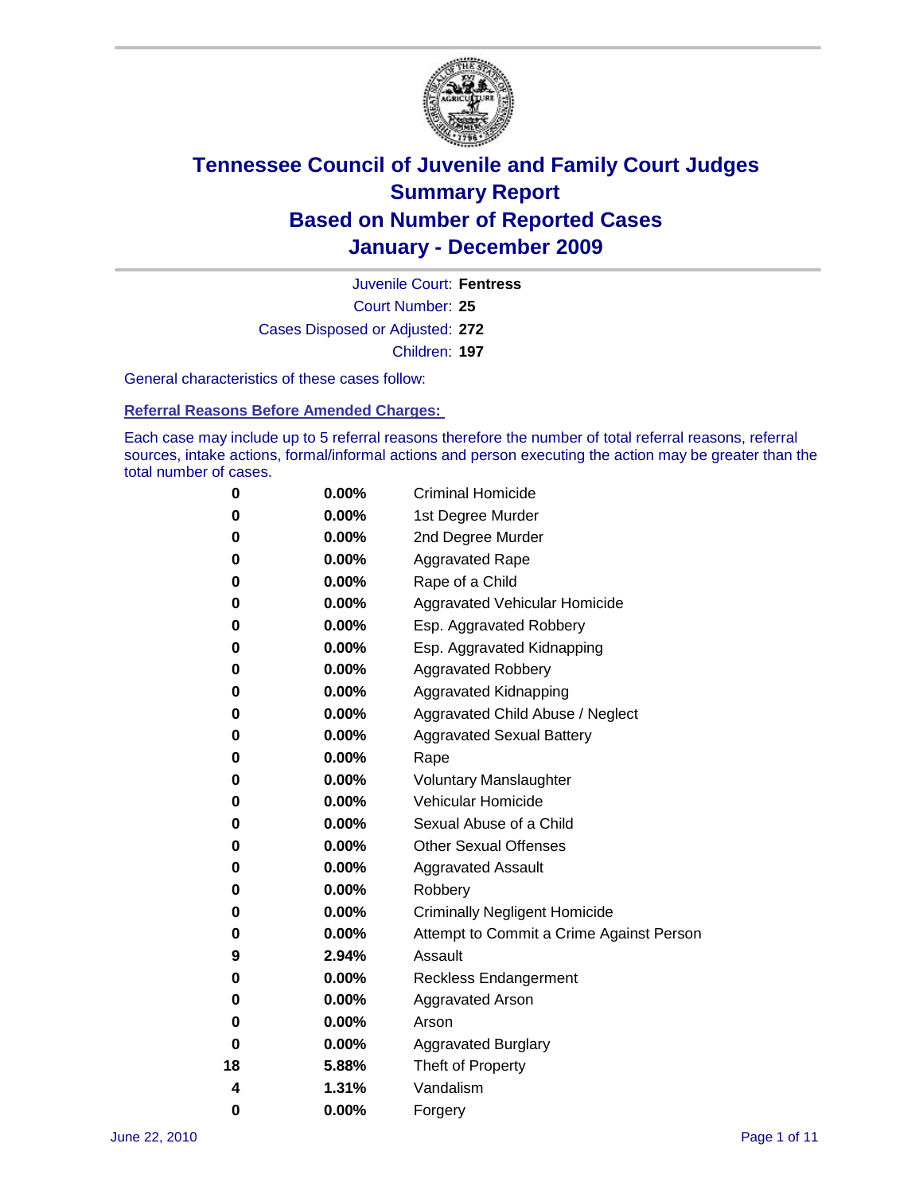# Tennessee Council of Juvenile and Family Court Judges
## Summary Report
## Based on Number of Reported Cases
## January - December 2009

Juvenile Court: **Fentress**

Court Number: **25**

Cases Disposed or Adjusted: **272**

Children: **197**

General characteristics of these cases follow:

### Referral Reasons Before Amended Charges:

Each case may include up to 5 referral reasons therefore the number of total referral reasons, referral sources, intake actions, formal/informal actions and person executing the action may be greater than the total number of cases.

| Count | Percent | Referral Reason |
|---|---|---|
| 0 | 0.00% | Criminal Homicide |
| 0 | 0.00% | 1st Degree Murder |
| 0 | 0.00% | 2nd Degree Murder |
| 0 | 0.00% | Aggravated Rape |
| 0 | 0.00% | Rape of a Child |
| 0 | 0.00% | Aggravated Vehicular Homicide |
| 0 | 0.00% | Esp. Aggravated Robbery |
| 0 | 0.00% | Esp. Aggravated Kidnapping |
| 0 | 0.00% | Aggravated Robbery |
| 0 | 0.00% | Aggravated Kidnapping |
| 0 | 0.00% | Aggravated Child Abuse / Neglect |
| 0 | 0.00% | Aggravated Sexual Battery |
| 0 | 0.00% | Rape |
| 0 | 0.00% | Voluntary Manslaughter |
| 0 | 0.00% | Vehicular Homicide |
| 0 | 0.00% | Sexual Abuse of a Child |
| 0 | 0.00% | Other Sexual Offenses |
| 0 | 0.00% | Aggravated Assault |
| 0 | 0.00% | Robbery |
| 0 | 0.00% | Criminally Negligent Homicide |
| 0 | 0.00% | Attempt to Commit a Crime Against Person |
| 9 | 2.94% | Assault |
| 0 | 0.00% | Reckless Endangerment |
| 0 | 0.00% | Aggravated Arson |
| 0 | 0.00% | Arson |
| 0 | 0.00% | Aggravated Burglary |
| 18 | 5.88% | Theft of Property |
| 4 | 1.31% | Vandalism |
| 0 | 0.00% | Forgery |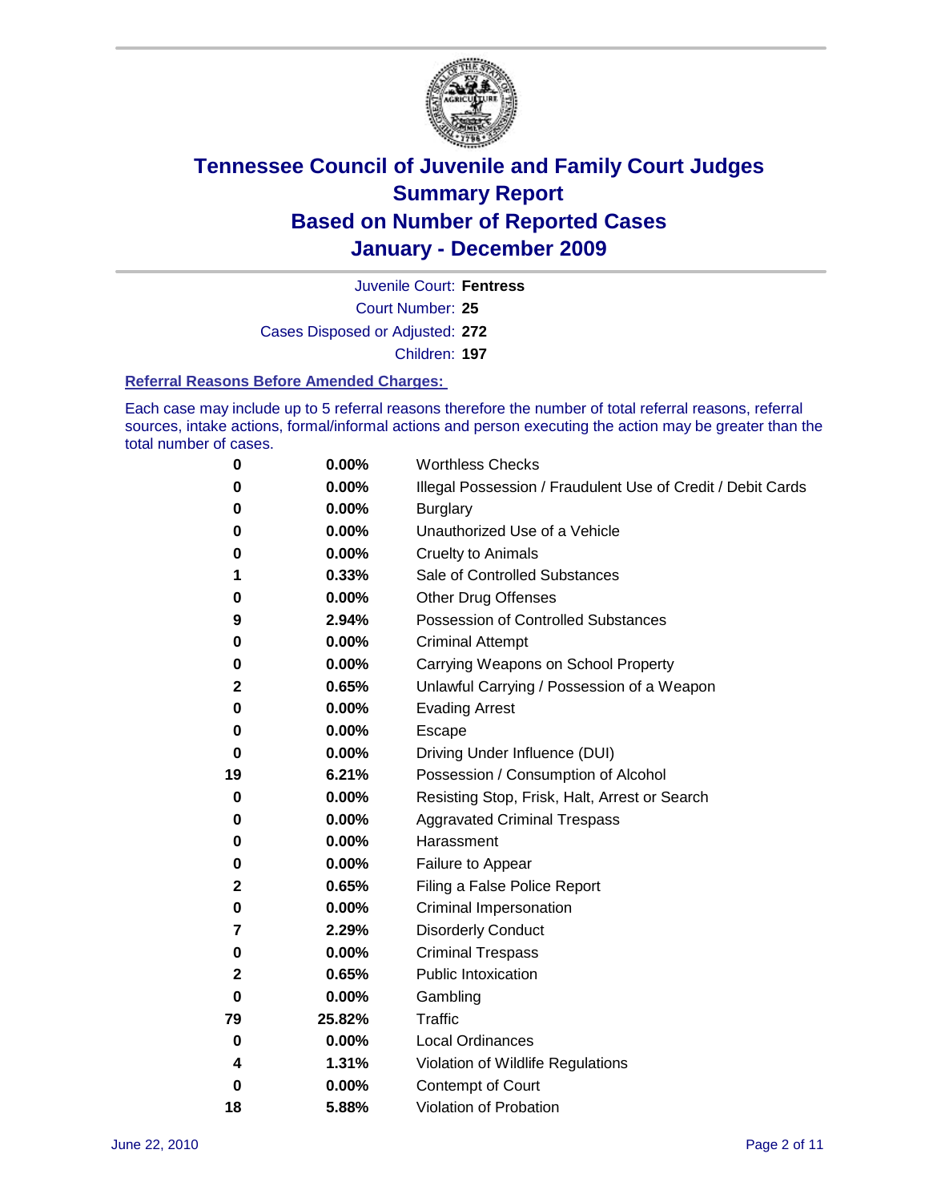# Tennessee Council of Juvenile and Family Court Judges
## Summary Report
## Based on Number of Reported Cases
## January - December 2009

Juvenile Court: **Fentress**
Court Number: **25**
Cases Disposed or Adjusted: **272**
Children: **197**

### Referral Reasons Before Amended Charges:

Each case may include up to 5 referral reasons therefore the number of total referral reasons, referral sources, intake actions, formal/informal actions and person executing the action may be greater than the total number of cases.

| Count | Percent | Referral Reason |
|---|---|---|
| 0 | 0.00% | Worthless Checks |
| 0 | 0.00% | Illegal Possession / Fraudulent Use of Credit / Debit Cards |
| 0 | 0.00% | Burglary |
| 0 | 0.00% | Unauthorized Use of a Vehicle |
| 0 | 0.00% | Cruelty to Animals |
| 1 | 0.33% | Sale of Controlled Substances |
| 0 | 0.00% | Other Drug Offenses |
| 9 | 2.94% | Possession of Controlled Substances |
| 0 | 0.00% | Criminal Attempt |
| 0 | 0.00% | Carrying Weapons on School Property |
| 2 | 0.65% | Unlawful Carrying / Possession of a Weapon |
| 0 | 0.00% | Evading Arrest |
| 0 | 0.00% | Escape |
| 0 | 0.00% | Driving Under Influence (DUI) |
| 19 | 6.21% | Possession / Consumption of Alcohol |
| 0 | 0.00% | Resisting Stop, Frisk, Halt, Arrest or Search |
| 0 | 0.00% | Aggravated Criminal Trespass |
| 0 | 0.00% | Harassment |
| 0 | 0.00% | Failure to Appear |
| 2 | 0.65% | Filing a False Police Report |
| 0 | 0.00% | Criminal Impersonation |
| 7 | 2.29% | Disorderly Conduct |
| 0 | 0.00% | Criminal Trespass |
| 2 | 0.65% | Public Intoxication |
| 0 | 0.00% | Gambling |
| 79 | 25.82% | Traffic |
| 0 | 0.00% | Local Ordinances |
| 4 | 1.31% | Violation of Wildlife Regulations |
| 0 | 0.00% | Contempt of Court |
| 18 | 5.88% | Violation of Probation |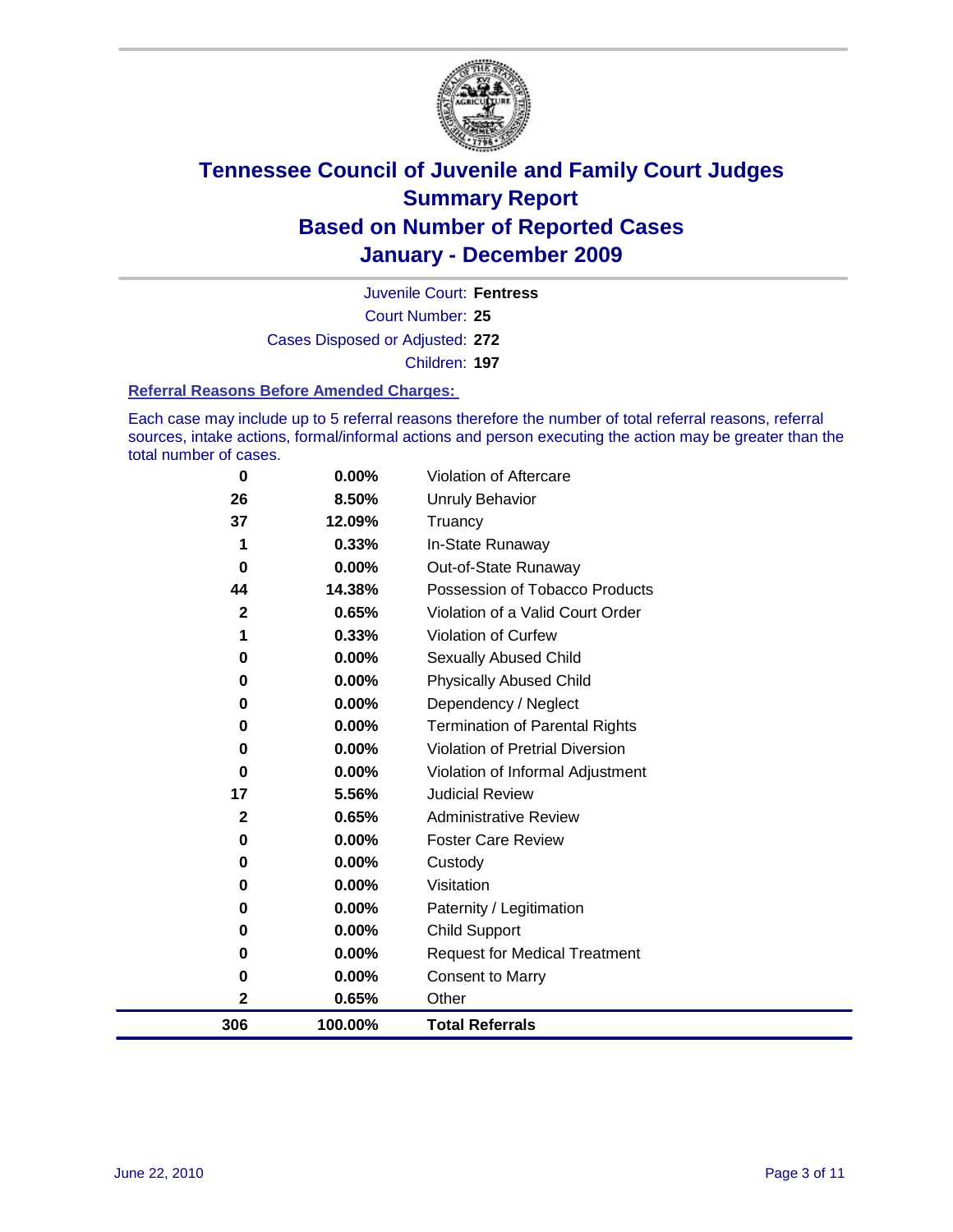# Tennessee Council of Juvenile and Family Court Judges
## Summary Report
## Based on Number of Reported Cases
## January - December 2009

Juvenile Court: **Fentress**

Court Number: **25**

Cases Disposed or Adjusted: **272**

Children: **197**

### Referral Reasons Before Amended Charges:

Each case may include up to 5 referral reasons therefore the number of total referral reasons, referral sources, intake actions, formal/informal actions and person executing the action may be greater than the total number of cases.

| | | |
|---|---|---|
| 0 | 0.00% | Violation of Aftercare |
| 26 | 8.50% | Unruly Behavior |
| 37 | 12.09% | Truancy |
| 1 | 0.33% | In-State Runaway |
| 0 | 0.00% | Out-of-State Runaway |
| 44 | 14.38% | Possession of Tobacco Products |
| 2 | 0.65% | Violation of a Valid Court Order |
| 1 | 0.33% | Violation of Curfew |
| 0 | 0.00% | Sexually Abused Child |
| 0 | 0.00% | Physically Abused Child |
| 0 | 0.00% | Dependency / Neglect |
| 0 | 0.00% | Termination of Parental Rights |
| 0 | 0.00% | Violation of Pretrial Diversion |
| 0 | 0.00% | Violation of Informal Adjustment |
| 17 | 5.56% | Judicial Review |
| 2 | 0.65% | Administrative Review |
| 0 | 0.00% | Foster Care Review |
| 0 | 0.00% | Custody |
| 0 | 0.00% | Visitation |
| 0 | 0.00% | Paternity / Legitimation |
| 0 | 0.00% | Child Support |
| 0 | 0.00% | Request for Medical Treatment |
| 0 | 0.00% | Consent to Marry |
| 2 | 0.65% | Other |
| **306** | **100.00%** | **Total Referrals** |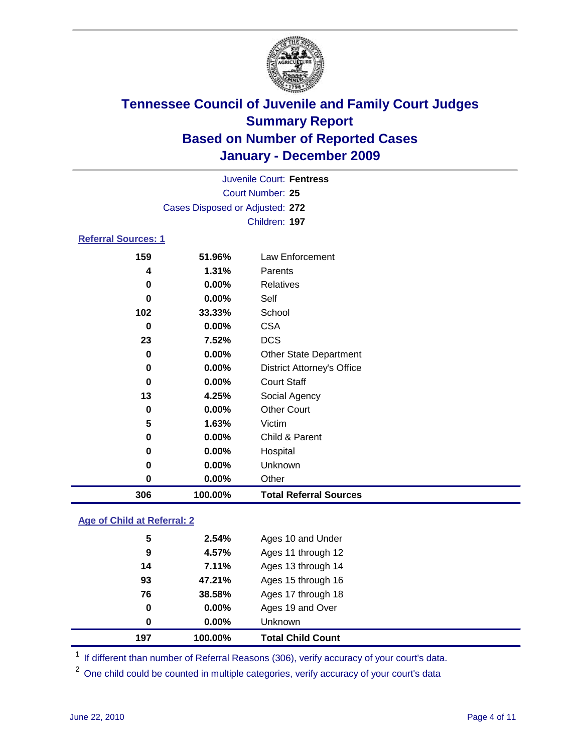# Tennessee Council of Juvenile and Family Court Judges
## Summary Report
## Based on Number of Reported Cases
## January - December 2009

Juvenile Court: **Fentress**

Court Number: **25**

Cases Disposed or Adjusted: **272**

Children: **197**

### Referral Sources: 1

| Count | Percent | Source |
|---|---|---|
| 159 | 51.96% | Law Enforcement |
| 4 | 1.31% | Parents |
| 0 | 0.00% | Relatives |
| 0 | 0.00% | Self |
| 102 | 33.33% | School |
| 0 | 0.00% | CSA |
| 23 | 7.52% | DCS |
| 0 | 0.00% | Other State Department |
| 0 | 0.00% | District Attorney's Office |
| 0 | 0.00% | Court Staff |
| 13 | 4.25% | Social Agency |
| 0 | 0.00% | Other Court |
| 5 | 1.63% | Victim |
| 0 | 0.00% | Child & Parent |
| 0 | 0.00% | Hospital |
| 0 | 0.00% | Unknown |
| 0 | 0.00% | Other |
| **306** | **100.00%** | **Total Referral Sources** |

### Age of Child at Referral: 2

| Count | Percent | Age |
|---|---|---|
| 5 | 2.54% | Ages 10 and Under |
| 9 | 4.57% | Ages 11 through 12 |
| 14 | 7.11% | Ages 13 through 14 |
| 93 | 47.21% | Ages 15 through 16 |
| 76 | 38.58% | Ages 17 through 18 |
| 0 | 0.00% | Ages 19 and Over |
| 0 | 0.00% | Unknown |
| **197** | **100.00%** | **Total Child Count** |

[1] If different than number of Referral Reasons (306), verify accuracy of your court's data.

[2] One child could be counted in multiple categories, verify accuracy of your court's data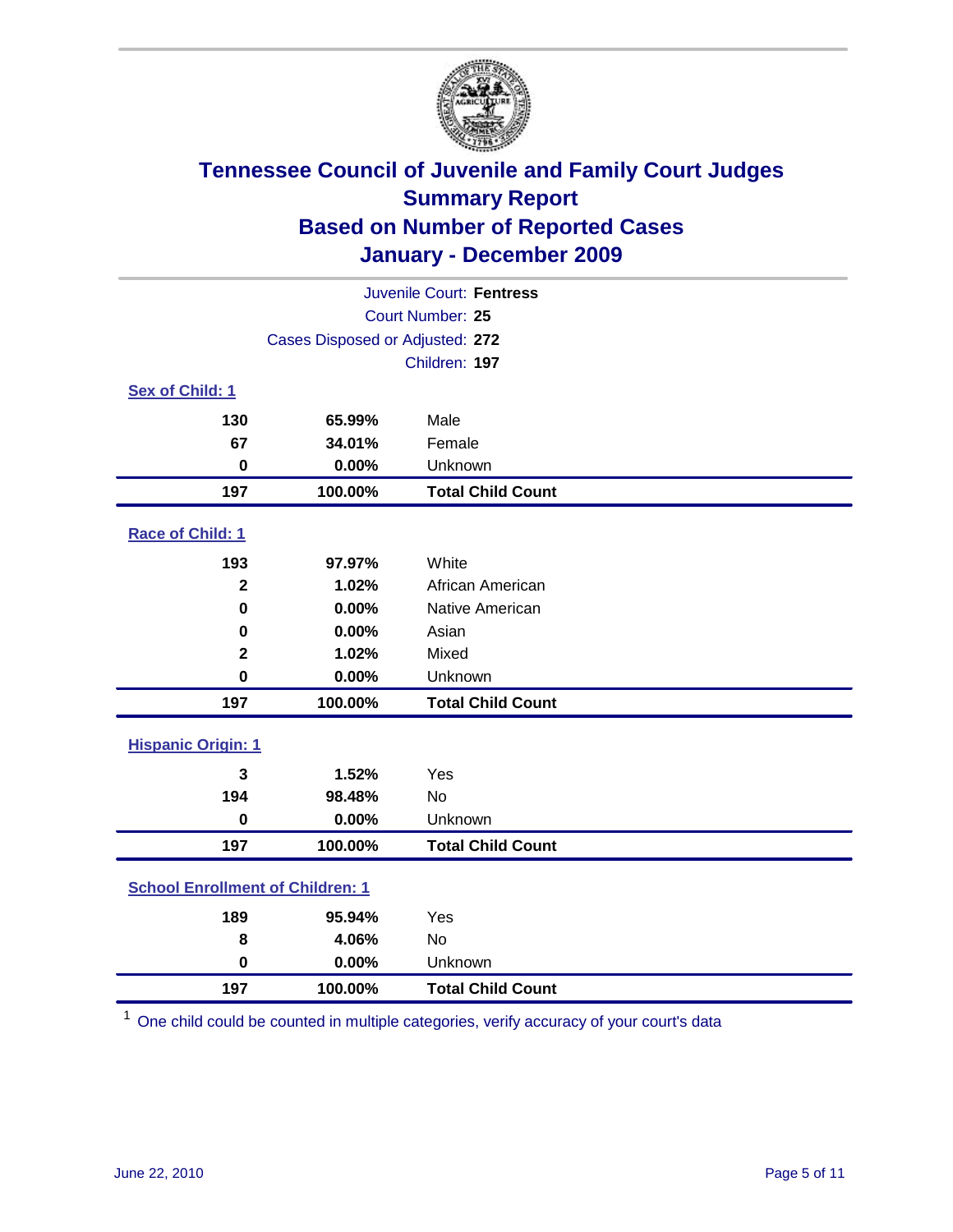# Tennessee Council of Juvenile and Family Court Judges
## Summary Report
## Based on Number of Reported Cases
## January - December 2009

Juvenile Court: **Fentress**
Court Number: **25**
Cases Disposed or Adjusted: **272**
Children: **197**

### Sex of Child: [1]

| Count | Percent | Category |
|---|---|---|
| 130 | 65.99% | Male |
| 67 | 34.01% | Female |
| 0 | 0.00% | Unknown |
| **197** | **100.00%** | **Total Child Count** |

### Race of Child: [1]

| Count | Percent | Category |
|---|---|---|
| 193 | 97.97% | White |
| 2 | 1.02% | African American |
| 0 | 0.00% | Native American |
| 0 | 0.00% | Asian |
| 2 | 1.02% | Mixed |
| 0 | 0.00% | Unknown |
| **197** | **100.00%** | **Total Child Count** |

### Hispanic Origin: [1]

| Count | Percent | Category |
|---|---|---|
| 3 | 1.52% | Yes |
| 194 | 98.48% | No |
| 0 | 0.00% | Unknown |
| **197** | **100.00%** | **Total Child Count** |

### School Enrollment of Children: [1]

| Count | Percent | Category |
|---|---|---|
| 189 | 95.94% | Yes |
| 8 | 4.06% | No |
| 0 | 0.00% | Unknown |
| **197** | **100.00%** | **Total Child Count** |

[1] One child could be counted in multiple categories, verify accuracy of your court's data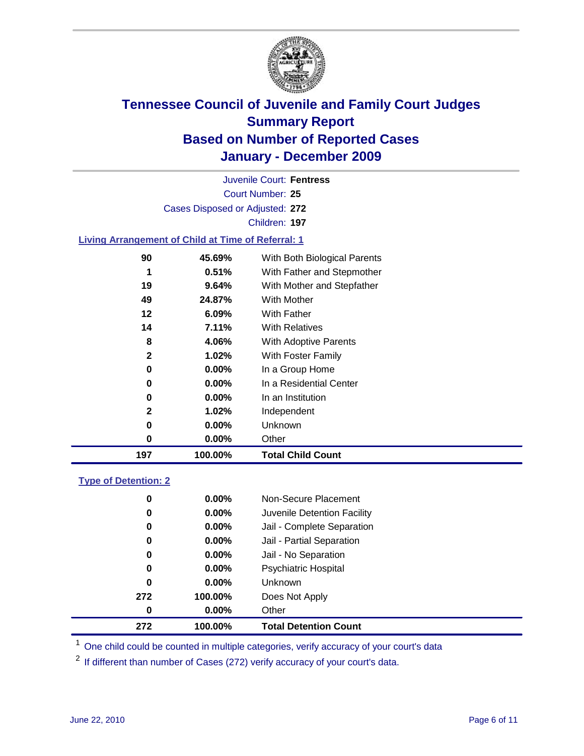# Tennessee Council of Juvenile and Family Court Judges
## Summary Report
## Based on Number of Reported Cases
## January - December 2009

Juvenile Court: **Fentress**

Court Number: **25**

Cases Disposed or Adjusted: **272**

Children: **197**

### Living Arrangement of Child at Time of Referral: 1

| Count | Percent | Category |
|---|---|---|
| 90 | 45.69% | With Both Biological Parents |
| 1 | 0.51% | With Father and Stepmother |
| 19 | 9.64% | With Mother and Stepfather |
| 49 | 24.87% | With Mother |
| 12 | 6.09% | With Father |
| 14 | 7.11% | With Relatives |
| 8 | 4.06% | With Adoptive Parents |
| 2 | 1.02% | With Foster Family |
| 0 | 0.00% | In a Group Home |
| 0 | 0.00% | In a Residential Center |
| 0 | 0.00% | In an Institution |
| 2 | 1.02% | Independent |
| 0 | 0.00% | Unknown |
| 0 | 0.00% | Other |
| **197** | **100.00%** | **Total Child Count** |

### Type of Detention: 2

| Count | Percent | Category |
|---|---|---|
| 0 | 0.00% | Non-Secure Placement |
| 0 | 0.00% | Juvenile Detention Facility |
| 0 | 0.00% | Jail - Complete Separation |
| 0 | 0.00% | Jail - Partial Separation |
| 0 | 0.00% | Jail - No Separation |
| 0 | 0.00% | Psychiatric Hospital |
| 0 | 0.00% | Unknown |
| 272 | 100.00% | Does Not Apply |
| 0 | 0.00% | Other |
| **272** | **100.00%** | **Total Detention Count** |

[1] One child could be counted in multiple categories, verify accuracy of your court's data

[2] If different than number of Cases (272) verify accuracy of your court's data.

June 22, 2010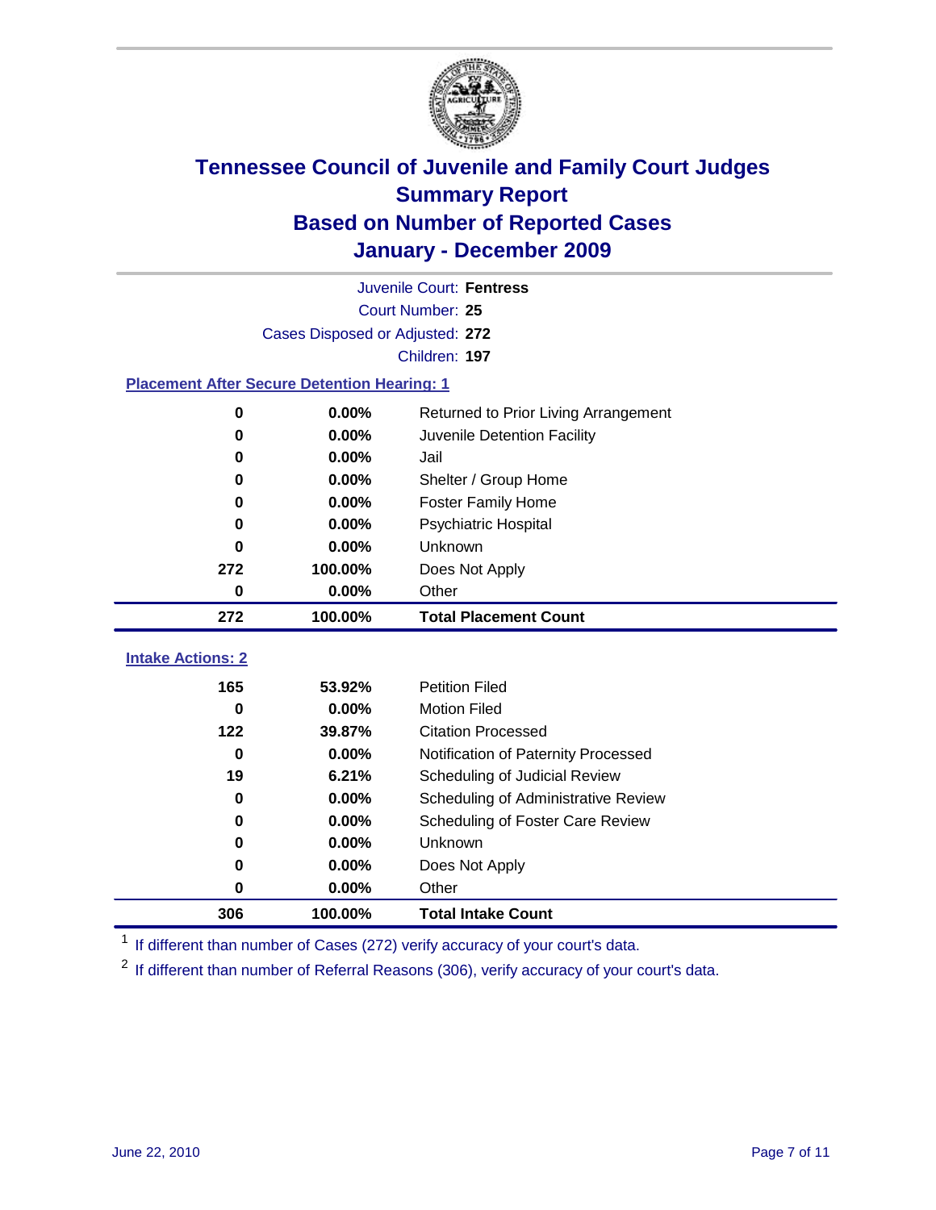# Tennessee Council of Juvenile and Family Court Judges
## Summary Report
## Based on Number of Reported Cases
## January - December 2009

Juvenile Court: **Fentress**

Court Number: **25**

Cases Disposed or Adjusted: **272**

Children: **197**

### Placement After Secure Detention Hearing: 1

| | | |
|---|---|---|
| 0 | 0.00% | Returned to Prior Living Arrangement |
| 0 | 0.00% | Juvenile Detention Facility |
| 0 | 0.00% | Jail |
| 0 | 0.00% | Shelter / Group Home |
| 0 | 0.00% | Foster Family Home |
| 0 | 0.00% | Psychiatric Hospital |
| 0 | 0.00% | Unknown |
| 272 | 100.00% | Does Not Apply |
| 0 | 0.00% | Other |
| **272** | **100.00%** | **Total Placement Count** |

### Intake Actions: 2

| | | |
|---|---|---|
| 165 | 53.92% | Petition Filed |
| 0 | 0.00% | Motion Filed |
| 122 | 39.87% | Citation Processed |
| 0 | 0.00% | Notification of Paternity Processed |
| 19 | 6.21% | Scheduling of Judicial Review |
| 0 | 0.00% | Scheduling of Administrative Review |
| 0 | 0.00% | Scheduling of Foster Care Review |
| 0 | 0.00% | Unknown |
| 0 | 0.00% | Does Not Apply |
| 0 | 0.00% | Other |
| **306** | **100.00%** | **Total Intake Count** |

[1] If different than number of Cases (272) verify accuracy of your court's data.

[2] If different than number of Referral Reasons (306), verify accuracy of your court's data.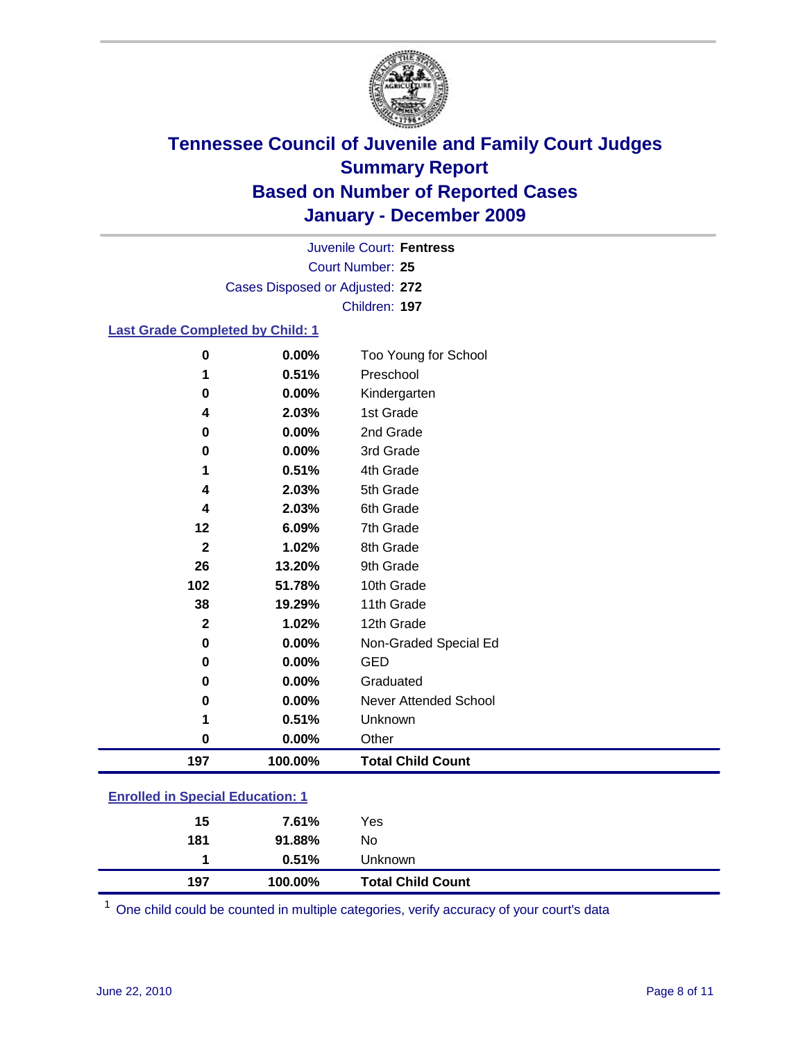# Tennessee Council of Juvenile and Family Court Judges
## Summary Report
## Based on Number of Reported Cases
## January - December 2009

Juvenile Court: **Fentress**
Court Number: **25**
Cases Disposed or Adjusted: **272**
Children: **197**

### Last Grade Completed by Child: 1

| Count | Percent | Category |
|---|---|---|
| 0 | 0.00% | Too Young for School |
| 1 | 0.51% | Preschool |
| 0 | 0.00% | Kindergarten |
| 4 | 2.03% | 1st Grade |
| 0 | 0.00% | 2nd Grade |
| 0 | 0.00% | 3rd Grade |
| 1 | 0.51% | 4th Grade |
| 4 | 2.03% | 5th Grade |
| 4 | 2.03% | 6th Grade |
| 12 | 6.09% | 7th Grade |
| 2 | 1.02% | 8th Grade |
| 26 | 13.20% | 9th Grade |
| 102 | 51.78% | 10th Grade |
| 38 | 19.29% | 11th Grade |
| 2 | 1.02% | 12th Grade |
| 0 | 0.00% | Non-Graded Special Ed |
| 0 | 0.00% | GED |
| 0 | 0.00% | Graduated |
| 0 | 0.00% | Never Attended School |
| 1 | 0.51% | Unknown |
| 0 | 0.00% | Other |
| **197** | **100.00%** | **Total Child Count** |

### Enrolled in Special Education: 1

| Count | Percent | Category |
|---|---|---|
| 15 | 7.61% | Yes |
| 181 | 91.88% | No |
| 1 | 0.51% | Unknown |
| **197** | **100.00%** | **Total Child Count** |

[1] One child could be counted in multiple categories, verify accuracy of your court's data

June 22, 2010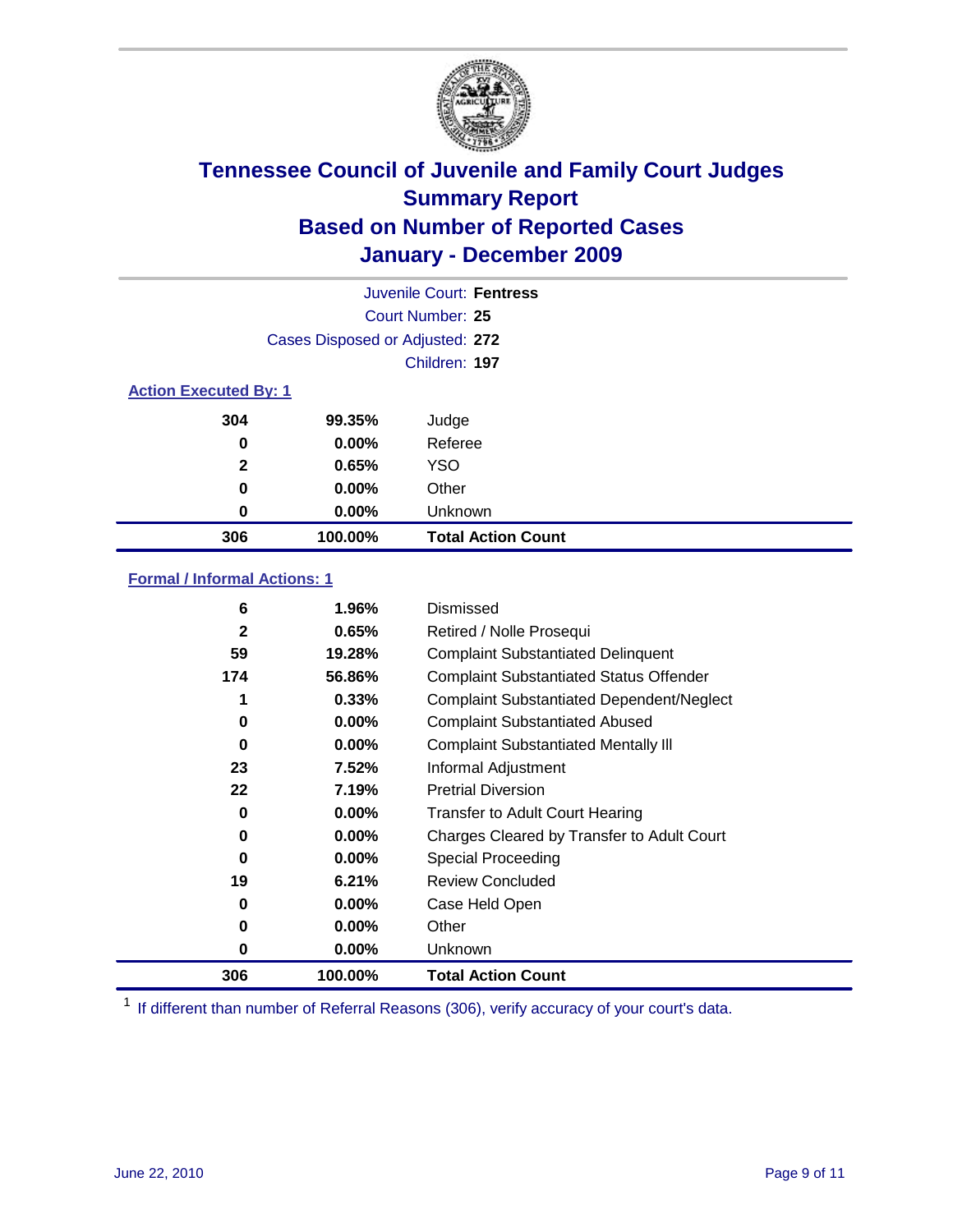# Tennessee Council of Juvenile and Family Court Judges
## Summary Report
## Based on Number of Reported Cases
## January - December 2009

Juvenile Court: **Fentress**

Court Number: **25**

Cases Disposed or Adjusted: **272**

Children: **197**

### Action Executed By: 1

| | | |
|---|---|---|
| 304 | 99.35% | Judge |
| 0 | 0.00% | Referee |
| 2 | 0.65% | YSO |
| 0 | 0.00% | Other |
| 0 | 0.00% | Unknown |
| **306** | **100.00%** | **Total Action Count** |

### Formal / Informal Actions: 1

| | | |
|---|---|---|
| 6 | 1.96% | Dismissed |
| 2 | 0.65% | Retired / Nolle Prosequi |
| 59 | 19.28% | Complaint Substantiated Delinquent |
| 174 | 56.86% | Complaint Substantiated Status Offender |
| 1 | 0.33% | Complaint Substantiated Dependent/Neglect |
| 0 | 0.00% | Complaint Substantiated Abused |
| 0 | 0.00% | Complaint Substantiated Mentally Ill |
| 23 | 7.52% | Informal Adjustment |
| 22 | 7.19% | Pretrial Diversion |
| 0 | 0.00% | Transfer to Adult Court Hearing |
| 0 | 0.00% | Charges Cleared by Transfer to Adult Court |
| 0 | 0.00% | Special Proceeding |
| 19 | 6.21% | Review Concluded |
| 0 | 0.00% | Case Held Open |
| 0 | 0.00% | Other |
| 0 | 0.00% | Unknown |
| **306** | **100.00%** | **Total Action Count** |

[1] If different than number of Referral Reasons (306), verify accuracy of your court's data.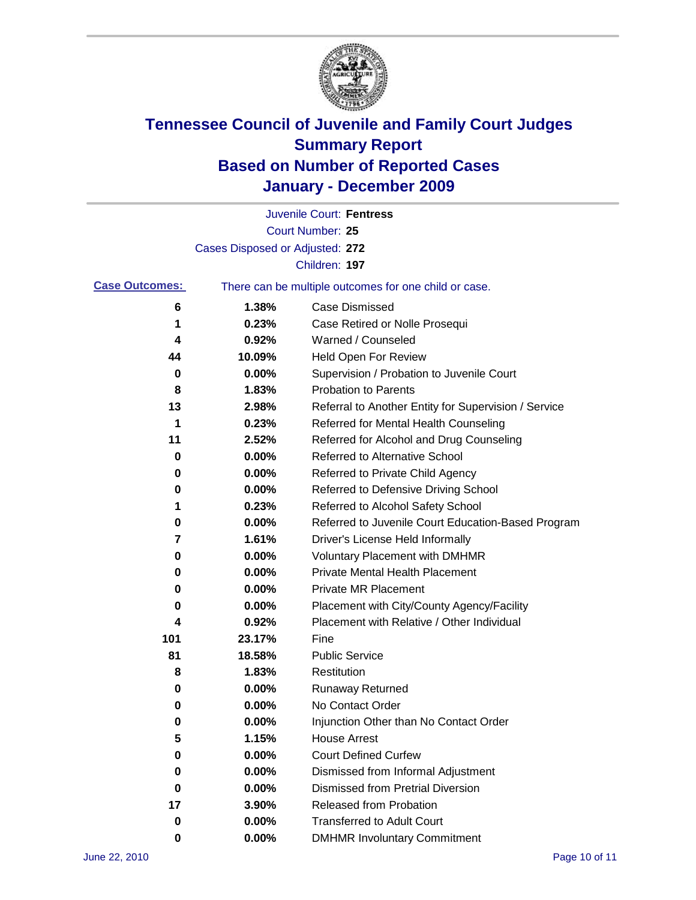# Tennessee Council of Juvenile and Family Court Judges
# Summary Report
# Based on Number of Reported Cases
# January - December 2009

Juvenile Court: **Fentress**

Court Number: **25**

Cases Disposed or Adjusted: **272**

Children: **197**

**Case Outcomes:** There can be multiple outcomes for one child or case.

| Count | Percent | Outcome |
|---|---|---|
| 6 | 1.38% | Case Dismissed |
| 1 | 0.23% | Case Retired or Nolle Prosequi |
| 4 | 0.92% | Warned / Counseled |
| 44 | 10.09% | Held Open For Review |
| 0 | 0.00% | Supervision / Probation to Juvenile Court |
| 8 | 1.83% | Probation to Parents |
| 13 | 2.98% | Referral to Another Entity for Supervision / Service |
| 1 | 0.23% | Referred for Mental Health Counseling |
| 11 | 2.52% | Referred for Alcohol and Drug Counseling |
| 0 | 0.00% | Referred to Alternative School |
| 0 | 0.00% | Referred to Private Child Agency |
| 0 | 0.00% | Referred to Defensive Driving School |
| 1 | 0.23% | Referred to Alcohol Safety School |
| 0 | 0.00% | Referred to Juvenile Court Education-Based Program |
| 7 | 1.61% | Driver's License Held Informally |
| 0 | 0.00% | Voluntary Placement with DMHMR |
| 0 | 0.00% | Private Mental Health Placement |
| 0 | 0.00% | Private MR Placement |
| 0 | 0.00% | Placement with City/County Agency/Facility |
| 4 | 0.92% | Placement with Relative / Other Individual |
| 101 | 23.17% | Fine |
| 81 | 18.58% | Public Service |
| 8 | 1.83% | Restitution |
| 0 | 0.00% | Runaway Returned |
| 0 | 0.00% | No Contact Order |
| 0 | 0.00% | Injunction Other than No Contact Order |
| 5 | 1.15% | House Arrest |
| 0 | 0.00% | Court Defined Curfew |
| 0 | 0.00% | Dismissed from Informal Adjustment |
| 0 | 0.00% | Dismissed from Pretrial Diversion |
| 17 | 3.90% | Released from Probation |
| 0 | 0.00% | Transferred to Adult Court |
| 0 | 0.00% | DMHMR Involuntary Commitment |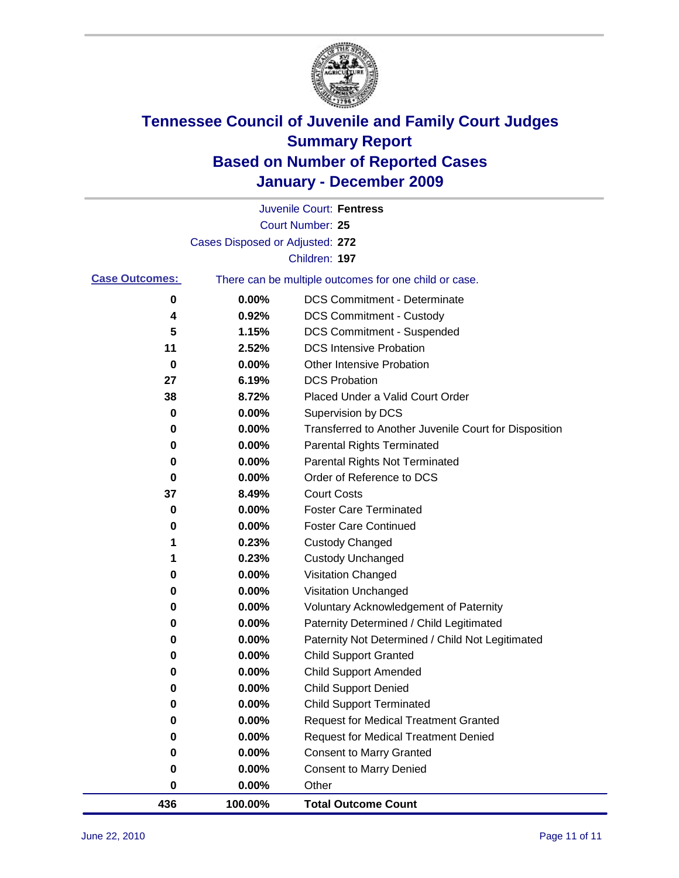# Tennessee Council of Juvenile and Family Court Judges
## Summary Report
## Based on Number of Reported Cases
## January - December 2009

Juvenile Court: **Fentress**

Court Number: **25**

Cases Disposed or Adjusted: **272**

Children: **197**

**Case Outcomes:** There can be multiple outcomes for one child or case.

| | | |
|---|---|---|
| 0 | 0.00% | DCS Commitment - Determinate |
| 4 | 0.92% | DCS Commitment - Custody |
| 5 | 1.15% | DCS Commitment - Suspended |
| 11 | 2.52% | DCS Intensive Probation |
| 0 | 0.00% | Other Intensive Probation |
| 27 | 6.19% | DCS Probation |
| 38 | 8.72% | Placed Under a Valid Court Order |
| 0 | 0.00% | Supervision by DCS |
| 0 | 0.00% | Transferred to Another Juvenile Court for Disposition |
| 0 | 0.00% | Parental Rights Terminated |
| 0 | 0.00% | Parental Rights Not Terminated |
| 0 | 0.00% | Order of Reference to DCS |
| 37 | 8.49% | Court Costs |
| 0 | 0.00% | Foster Care Terminated |
| 0 | 0.00% | Foster Care Continued |
| 1 | 0.23% | Custody Changed |
| 1 | 0.23% | Custody Unchanged |
| 0 | 0.00% | Visitation Changed |
| 0 | 0.00% | Visitation Unchanged |
| 0 | 0.00% | Voluntary Acknowledgement of Paternity |
| 0 | 0.00% | Paternity Determined / Child Legitimated |
| 0 | 0.00% | Paternity Not Determined / Child Not Legitimated |
| 0 | 0.00% | Child Support Granted |
| 0 | 0.00% | Child Support Amended |
| 0 | 0.00% | Child Support Denied |
| 0 | 0.00% | Child Support Terminated |
| 0 | 0.00% | Request for Medical Treatment Granted |
| 0 | 0.00% | Request for Medical Treatment Denied |
| 0 | 0.00% | Consent to Marry Granted |
| 0 | 0.00% | Consent to Marry Denied |
| 0 | 0.00% | Other |
| **436** | **100.00%** | **Total Outcome Count** |

June 22, 2010